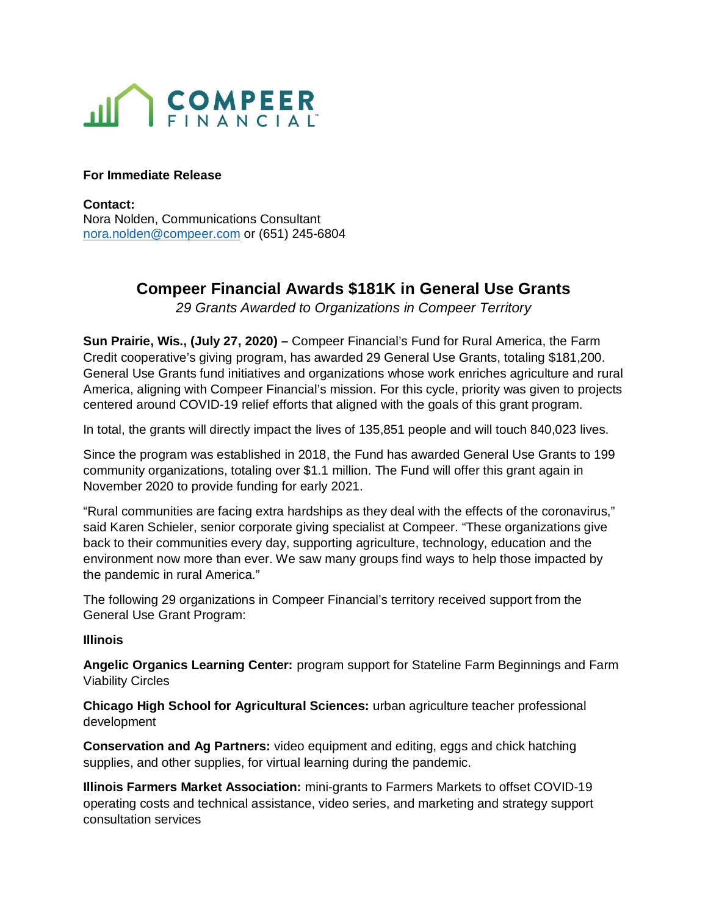**For Immediate Release**

**Contact:**
Nora Nolden, Communications Consultant
nora.nolden@compeer.com or (651) 245-6804

# Compeer Financial Awards $181K in General Use Grants

*29 Grants Awarded to Organizations in Compeer Territory*

**Sun Prairie, Wis., (July 27, 2020) –** Compeer Financial's Fund for Rural America, the Farm Credit cooperative's giving program, has awarded 29 General Use Grants, totaling $181,200. General Use Grants fund initiatives and organizations whose work enriches agriculture and rural America, aligning with Compeer Financial's mission. For this cycle, priority was given to projects centered around COVID-19 relief efforts that aligned with the goals of this grant program.

In total, the grants will directly impact the lives of 135,851 people and will touch 840,023 lives.

Since the program was established in 2018, the Fund has awarded General Use Grants to 199 community organizations, totaling over $1.1 million. The Fund will offer this grant again in November 2020 to provide funding for early 2021.

"Rural communities are facing extra hardships as they deal with the effects of the coronavirus," said Karen Schieler, senior corporate giving specialist at Compeer. "These organizations give back to their communities every day, supporting agriculture, technology, education and the environment now more than ever. We saw many groups find ways to help those impacted by the pandemic in rural America."

The following 29 organizations in Compeer Financial's territory received support from the General Use Grant Program:

**Illinois**

**Angelic Organics Learning Center:** program support for Stateline Farm Beginnings and Farm Viability Circles

**Chicago High School for Agricultural Sciences:** urban agriculture teacher professional development

**Conservation and Ag Partners:** video equipment and editing, eggs and chick hatching supplies, and other supplies, for virtual learning during the pandemic.

**Illinois Farmers Market Association:** mini-grants to Farmers Markets to offset COVID-19 operating costs and technical assistance, video series, and marketing and strategy support consultation services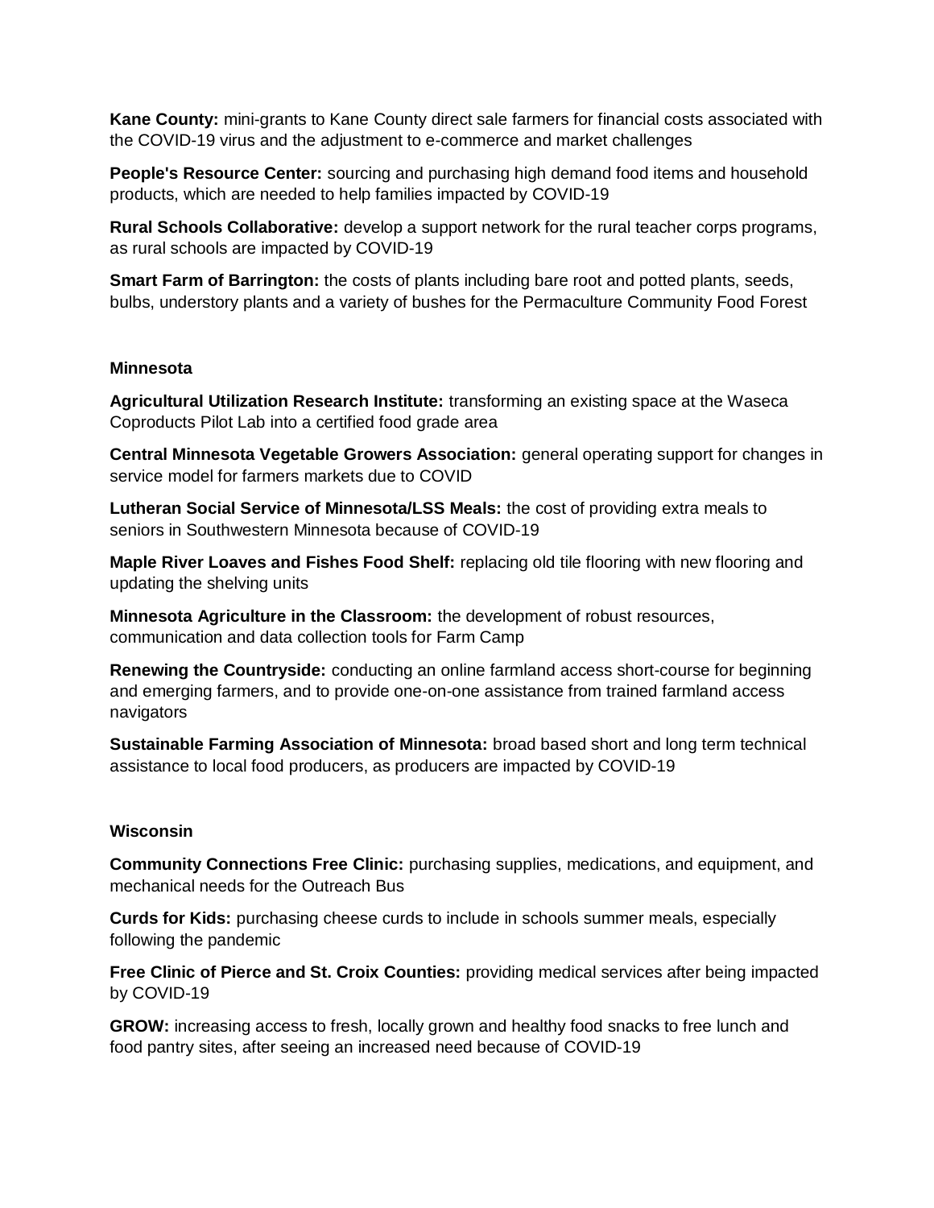**Kane County:** mini-grants to Kane County direct sale farmers for financial costs associated with the COVID-19 virus and the adjustment to e-commerce and market challenges

**People's Resource Center:** sourcing and purchasing high demand food items and household products, which are needed to help families impacted by COVID-19

**Rural Schools Collaborative:** develop a support network for the rural teacher corps programs, as rural schools are impacted by COVID-19

**Smart Farm of Barrington:** the costs of plants including bare root and potted plants, seeds, bulbs, understory plants and a variety of bushes for the Permaculture Community Food Forest

**Minnesota**

**Agricultural Utilization Research Institute:** transforming an existing space at the Waseca Coproducts Pilot Lab into a certified food grade area

**Central Minnesota Vegetable Growers Association:** general operating support for changes in service model for farmers markets due to COVID

**Lutheran Social Service of Minnesota/LSS Meals:** the cost of providing extra meals to seniors in Southwestern Minnesota because of COVID-19

**Maple River Loaves and Fishes Food Shelf:** replacing old tile flooring with new flooring and updating the shelving units

**Minnesota Agriculture in the Classroom:** the development of robust resources, communication and data collection tools for Farm Camp

**Renewing the Countryside:** conducting an online farmland access short-course for beginning and emerging farmers, and to provide one-on-one assistance from trained farmland access navigators

**Sustainable Farming Association of Minnesota:** broad based short and long term technical assistance to local food producers, as producers are impacted by COVID-19

**Wisconsin**

**Community Connections Free Clinic:** purchasing supplies, medications, and equipment, and mechanical needs for the Outreach Bus

**Curds for Kids:** purchasing cheese curds to include in schools summer meals, especially following the pandemic

**Free Clinic of Pierce and St. Croix Counties:** providing medical services after being impacted by COVID-19

**GROW:** increasing access to fresh, locally grown and healthy food snacks to free lunch and food pantry sites, after seeing an increased need because of COVID-19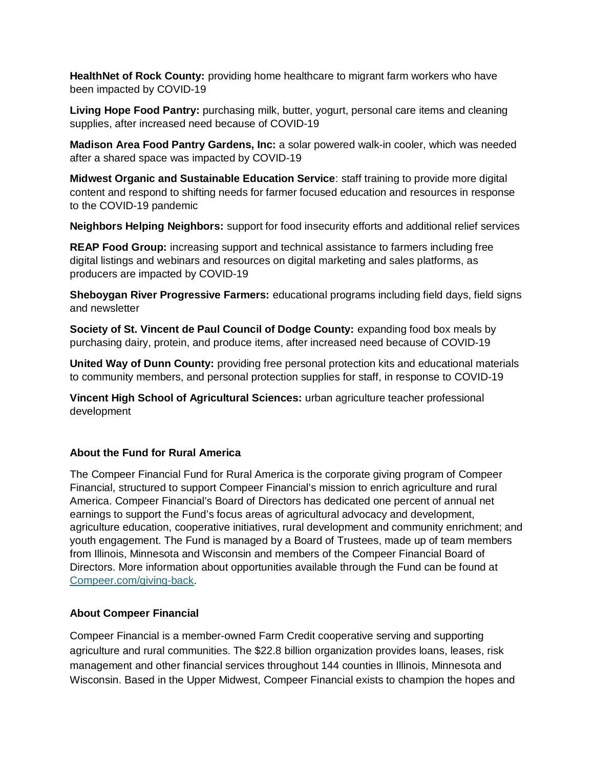**HealthNet of Rock County:** providing home healthcare to migrant farm workers who have been impacted by COVID-19

**Living Hope Food Pantry:** purchasing milk, butter, yogurt, personal care items and cleaning supplies, after increased need because of COVID-19

**Madison Area Food Pantry Gardens, Inc:** a solar powered walk-in cooler, which was needed after a shared space was impacted by COVID-19

**Midwest Organic and Sustainable Education Service**: staff training to provide more digital content and respond to shifting needs for farmer focused education and resources in response to the COVID-19 pandemic

**Neighbors Helping Neighbors:** support for food insecurity efforts and additional relief services

**REAP Food Group:** increasing support and technical assistance to farmers including free digital listings and webinars and resources on digital marketing and sales platforms, as producers are impacted by COVID-19

**Sheboygan River Progressive Farmers:** educational programs including field days, field signs and newsletter

**Society of St. Vincent de Paul Council of Dodge County:** expanding food box meals by purchasing dairy, protein, and produce items, after increased need because of COVID-19

**United Way of Dunn County:** providing free personal protection kits and educational materials to community members, and personal protection supplies for staff, in response to COVID-19

**Vincent High School of Agricultural Sciences:** urban agriculture teacher professional development

**About the Fund for Rural America**

The Compeer Financial Fund for Rural America is the corporate giving program of Compeer Financial, structured to support Compeer Financial's mission to enrich agriculture and rural America. Compeer Financial's Board of Directors has dedicated one percent of annual net earnings to support the Fund's focus areas of agricultural advocacy and development, agriculture education, cooperative initiatives, rural development and community enrichment; and youth engagement. The Fund is managed by a Board of Trustees, made up of team members from Illinois, Minnesota and Wisconsin and members of the Compeer Financial Board of Directors. More information about opportunities available through the Fund can be found at Compeer.com/giving-back.

**About Compeer Financial**

Compeer Financial is a member-owned Farm Credit cooperative serving and supporting agriculture and rural communities. The $22.8 billion organization provides loans, leases, risk management and other financial services throughout 144 counties in Illinois, Minnesota and Wisconsin. Based in the Upper Midwest, Compeer Financial exists to champion the hopes and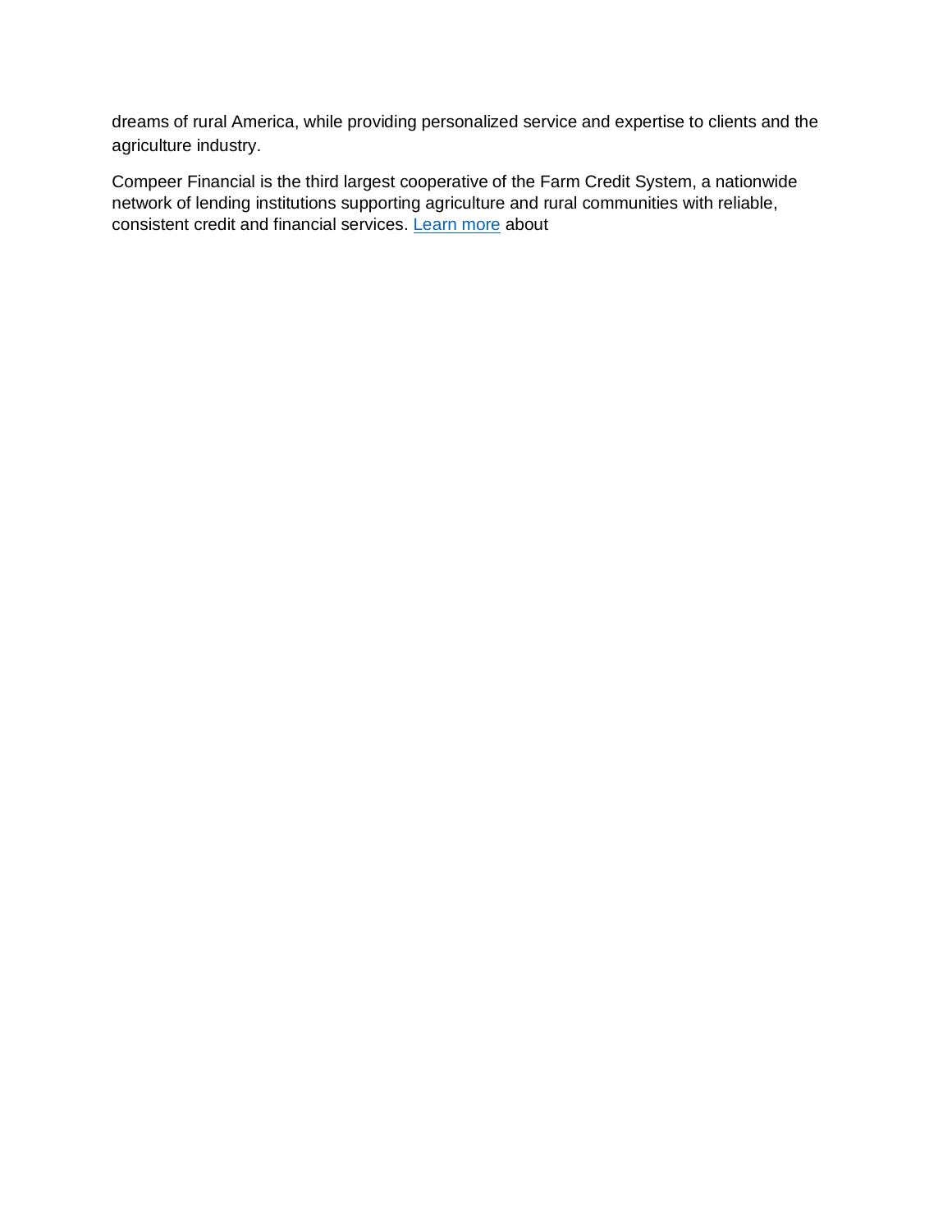dreams of rural America, while providing personalized service and expertise to clients and the agriculture industry.

Compeer Financial is the third largest cooperative of the Farm Credit System, a nationwide network of lending institutions supporting agriculture and rural communities with reliable, consistent credit and financial services. Learn more about